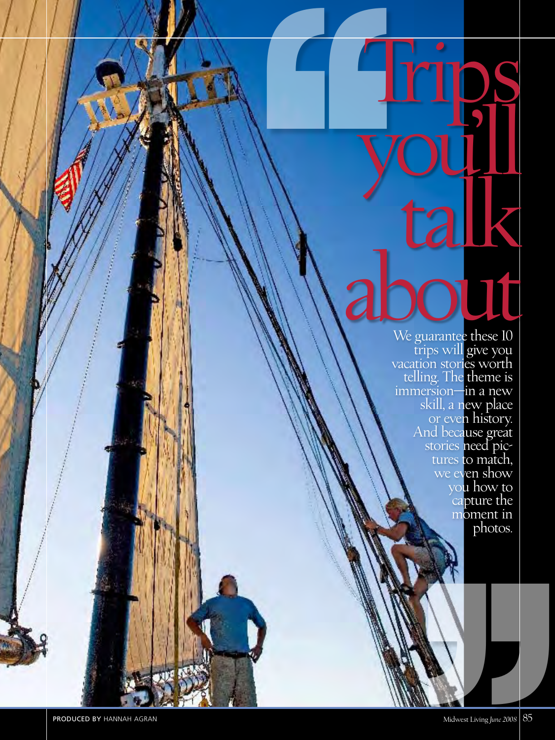# "Trips you'll talk about"

We guarantee these 10 trips will give you vacation stories worth telling. The theme is immersion—in a new skill, a new place or even history. And because great stories need pictures to match, we even show you how to capture the moment in photos.

PRODUCED BY HANNAH AGRAN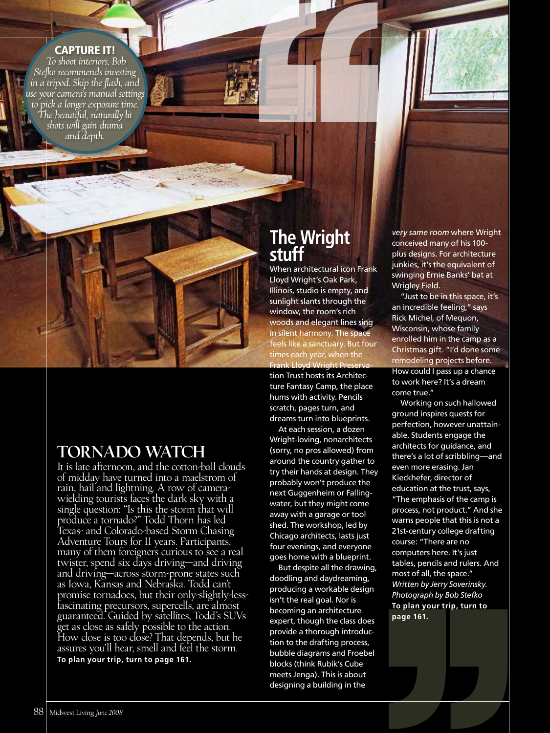**CAPTURE IT!**
*To shoot interiors, Bob Stefko recommends investing in a tripod. Skip the flash, and use your camera's manual settings to pick a longer exposure time. The beautiful, naturally lit shots will gain drama and depth.*

## The Wright stuff

When architectural icon Frank Lloyd Wright's Oak Park, Illinois, studio is empty, and sunlight slants through the window, the room's rich woods and elegant lines sing in silent harmony. The space feels like a sanctuary. But four times each year, when the Frank Lloyd Wright Preservation Trust hosts its Architecture Fantasy Camp, the place hums with activity. Pencils scratch, pages turn, and dreams turn into blueprints.

At each session, a dozen Wright-loving, nonarchitects (sorry, no pros allowed) from around the country gather to try their hands at design. They probably won't produce the next Guggenheim or Fallingwater, but they might come away with a garage or tool shed. The workshop, led by Chicago architects, lasts just four evenings, and everyone goes home with a blueprint.

But despite all the drawing, doodling and daydreaming, producing a workable design isn't the real goal. Nor is becoming an architecture expert, though the class does provide a thorough introduction to the drafting process, bubble diagrams and Froebel blocks (think Rubik's Cube meets Jenga). This is about designing a building in the *very same room* where Wright conceived many of his 100-plus designs. For architecture junkies, it's the equivalent of swinging Ernie Banks' bat at Wrigley Field.

"Just to be in this space, it's an incredible feeling," says Rick Michel, of Mequon, Wisconsin, whose family enrolled him in the camp as a Christmas gift. "I'd done some remodeling projects before. How could I pass up a chance to work here? It's a dream come true."

Working on such hallowed ground inspires quests for perfection, however unattainable. Students engage the architects for guidance, and there's a lot of scribbling—and even more erasing. Jan Kieckhefer, director of education at the trust, says, "The emphasis of the camp is process, not product." And she warns people that this is not a 21st-century college drafting course: "There are no computers here. It's just tables, pencils and rulers. And most of all, the space."

*Written by Jerry Soverinsky. Photograph by Bob Stefko*

**To plan your trip, turn to page 161.**

## TORNADO WATCH

It is late afternoon, and the cotton-ball clouds of midday have turned into a maelstrom of rain, hail and lightning. A row of camera-wielding tourists faces the dark sky with a single question: "Is this the storm that will produce a tornado?" Todd Thorn has led Texas- and Colorado-based Storm Chasing Adventure Tours for 11 years. Participants, many of them foreigners curious to see a real twister, spend six days driving—and driving and driving—across storm-prone states such as Iowa, Kansas and Nebraska. Todd can't promise tornadoes, but their only-slightly-less-fascinating precursors, supercells, are almost guaranteed. Guided by satellites, Todd's SUVs get as close as safely possible to the action. How close is too close? That depends, but he assures you'll hear, smell and feel the storm.

**To plan your trip, turn to page 161.**